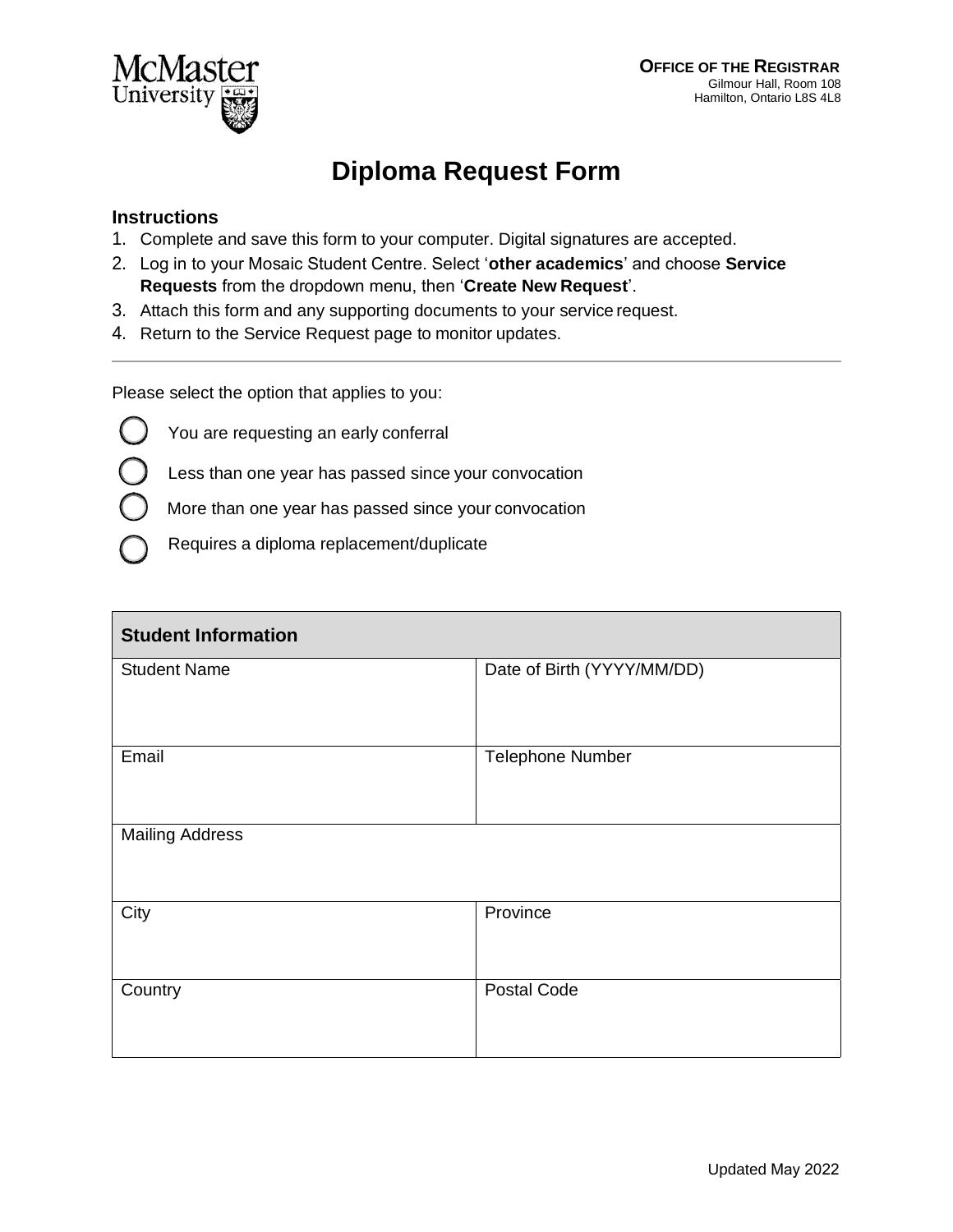**OFFICE OF THE REGISTRAR**
Gilmour Hall, Room 108
Hamilton, Ontario L8S 4L8

# Diploma Request Form

### Instructions

1. Complete and save this form to your computer. Digital signatures are accepted.
2. Log in to your Mosaic Student Centre. Select '**other academics**' and choose **Service Requests** from the dropdown menu, then '**Create New Request**'.
3. Attach this form and any supporting documents to your service request.
4. Return to the Service Request page to monitor updates.

---

Please select the option that applies to you:

- ○ You are requesting an early conferral
- ○ Less than one year has passed since your convocation
- ○ More than one year has passed since your convocation
- ○ Requires a diploma replacement/duplicate

| **Student Information** | |
|---|---|
| Student Name | Date of Birth (YYYY/MM/DD) |
| Email | Telephone Number |
| Mailing Address | |
| City | Province |
| Country | Postal Code |

Updated May 2022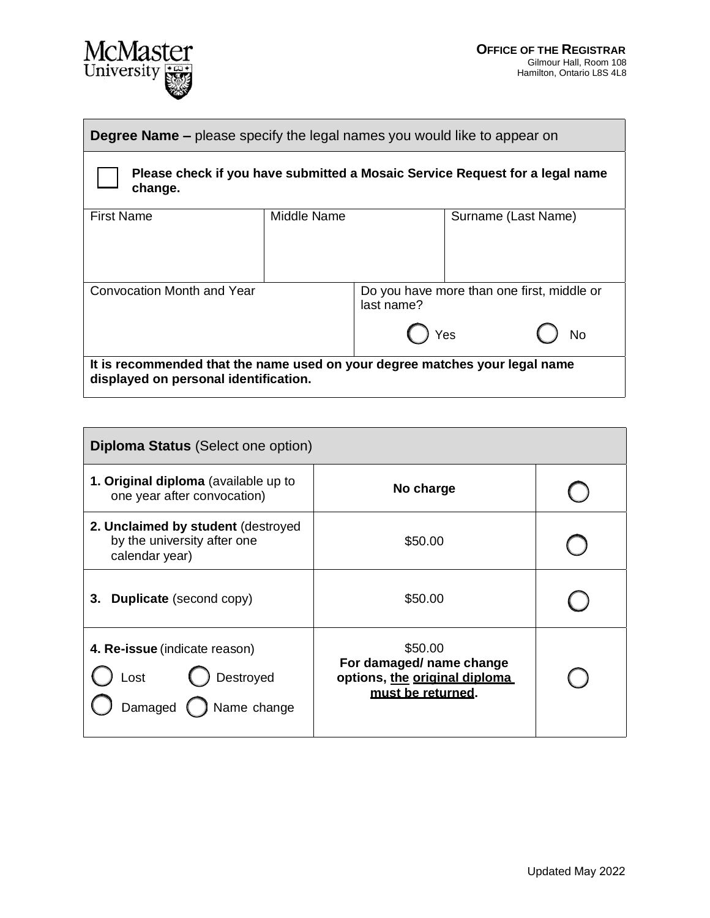**OFFICE OF THE REGISTRAR**
Gilmour Hall, Room 108
Hamilton, Ontario L8S 4L8

| **Degree Name –** please specify the legal names you would like to appear on | | |
|---|---|---|
| ☐ **Please check if you have submitted a Mosaic Service Request for a legal name change.** | | |
| First Name | Middle Name | Surname (Last Name) |
| Convocation Month and Year | Do you have more than one first, middle or last name? ◯ Yes ◯ No | |
| **It is recommended that the name used on your degree matches your legal name displayed on personal identification.** | | |

| **Diploma Status** (Select one option) | | |
|---|---|---|
| **1. Original diploma** (available up to one year after convocation) | **No charge** | ◯ |
| **2. Unclaimed by student** (destroyed by the university after one calendar year) | $50.00 | ◯ |
| **3. Duplicate** (second copy) | $50.00 | ◯ |
| **4. Re-issue** (indicate reason) ◯ Lost ◯ Destroyed ◯ Damaged ◯ Name change | $50.00 **For damaged/ name change options, the original diploma must be returned.** | ◯ |

Updated May 2022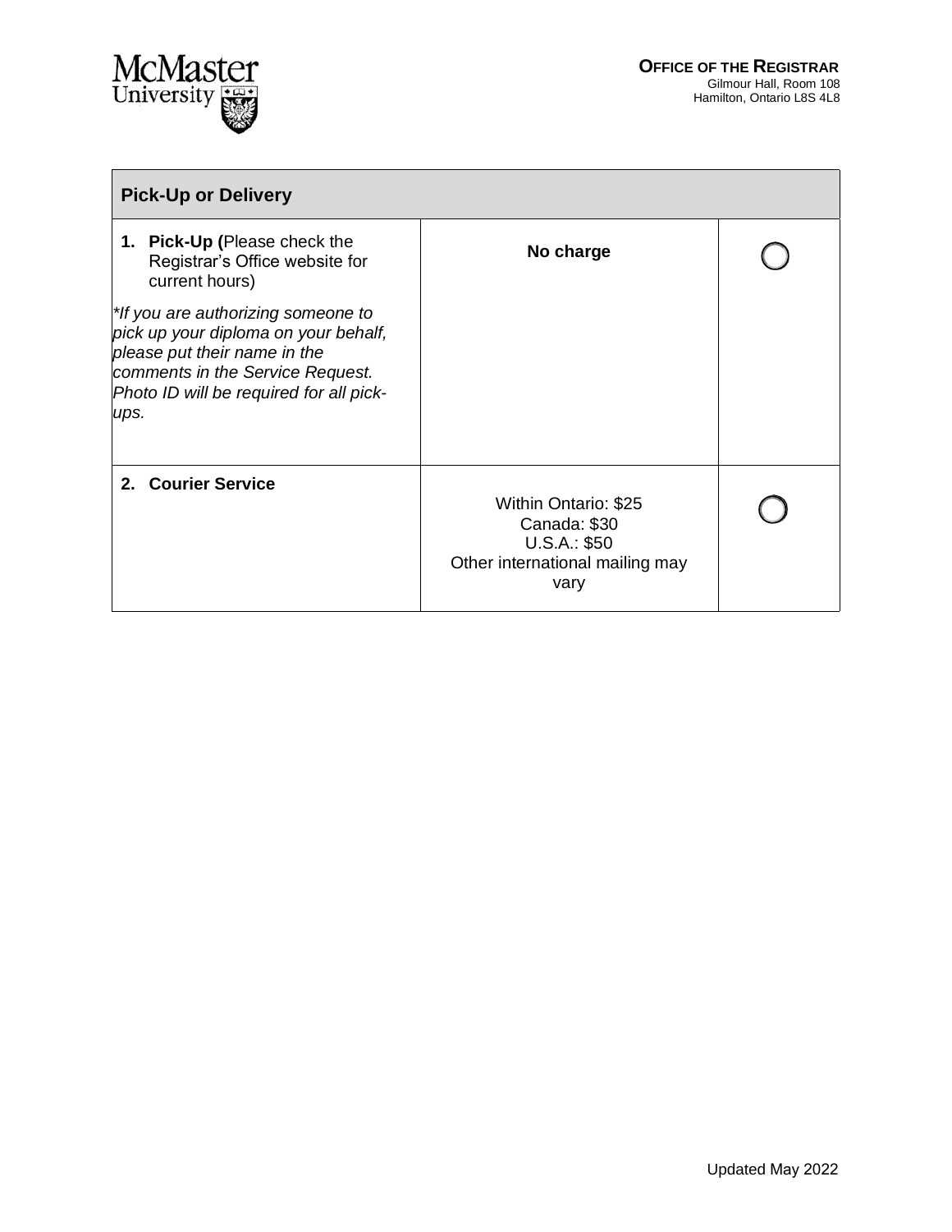**OFFICE OF THE REGISTRAR**
Gilmour Hall, Room 108
Hamilton, Ontario L8S 4L8

| **Pick-Up or Delivery** | | |
|---|---|---|
| **1. Pick-Up (**Please check the Registrar's Office website for current hours)<br><br>*\*If you are authorizing someone to pick up your diploma on your behalf, please put their name in the comments in the Service Request. Photo ID will be required for all pick-ups.* | **No charge** | ○ |
| **2. Courier Service** | Within Ontario: $25<br>Canada: $30<br>U.S.A.: $50<br>Other international mailing may vary | ○ |

Updated May 2022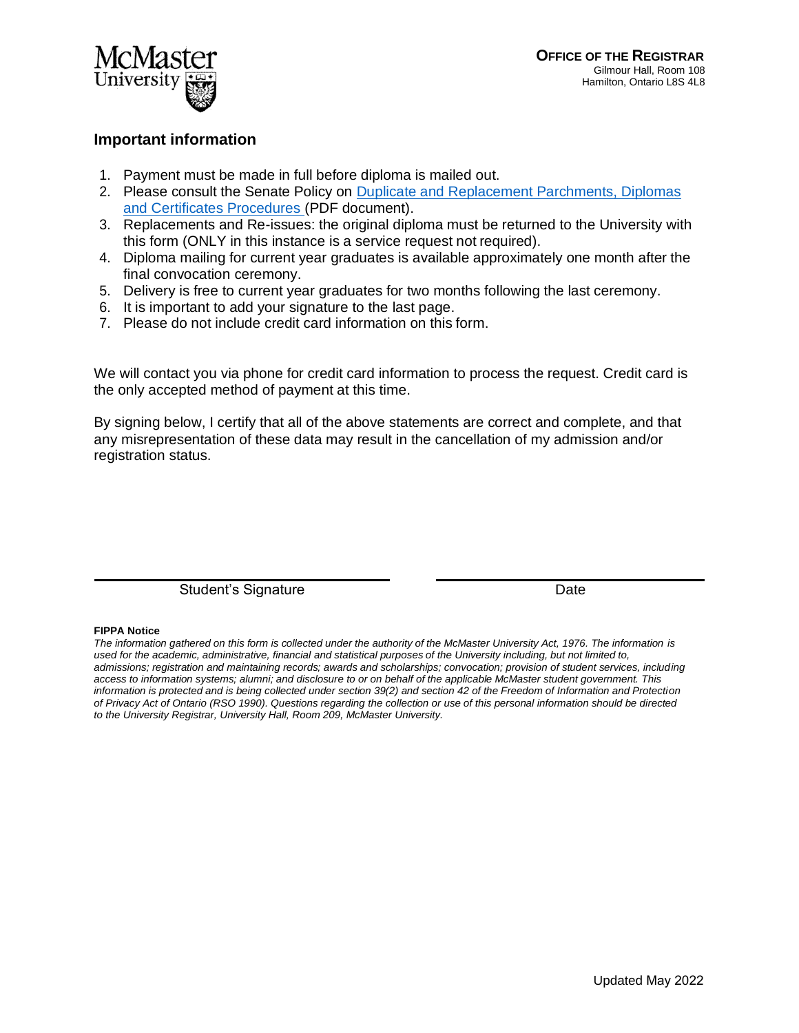**OFFICE OF THE REGISTRAR**
Gilmour Hall, Room 108
Hamilton, Ontario L8S 4L8

## Important information

1. Payment must be made in full before diploma is mailed out.
2. Please consult the Senate Policy on [Duplicate and Replacement Parchments, Diplomas and Certificates Procedures](#) (PDF document).
3. Replacements and Re-issues: the original diploma must be returned to the University with this form (ONLY in this instance is a service request not required).
4. Diploma mailing for current year graduates is available approximately one month after the final convocation ceremony.
5. Delivery is free to current year graduates for two months following the last ceremony.
6. It is important to add your signature to the last page.
7. Please do not include credit card information on this form.

We will contact you via phone for credit card information to process the request. Credit card is the only accepted method of payment at this time.

By signing below, I certify that all of the above statements are correct and complete, and that any misrepresentation of these data may result in the cancellation of my admission and/or registration status.

Student's Signature ____________________ Date ____________________

**FIPPA Notice**

*The information gathered on this form is collected under the authority of the McMaster University Act, 1976. The information is used for the academic, administrative, financial and statistical purposes of the University including, but not limited to, admissions; registration and maintaining records; awards and scholarships; convocation; provision of student services, including access to information systems; alumni; and disclosure to or on behalf of the applicable McMaster student government. This information is protected and is being collected under section 39(2) and section 42 of the Freedom of Information and Protection of Privacy Act of Ontario (RSO 1990). Questions regarding the collection or use of this personal information should be directed to the University Registrar, University Hall, Room 209, McMaster University.*

Updated May 2022